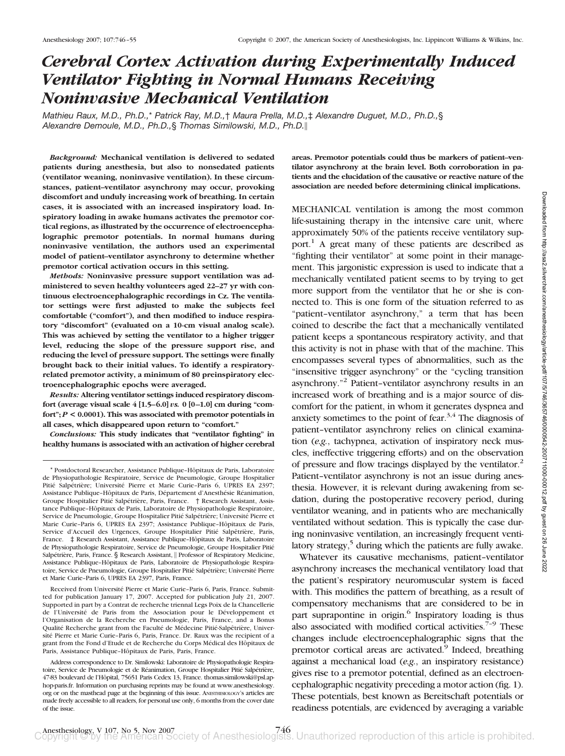# Cerebral Cortex Activation during Experimentally Induced Ventilator Fighting in Normal Humans Receiving Noninvasive Mechanical Ventilation

*Mathieu Raux, M.D., Ph.D.,\* Patrick Ray, M.D.,† Maura Prella, M.D.,‡ Alexandre Duguet, M.D., Ph.D.,§ Alexandre Demoule, M.D., Ph.D.,§ Thomas Similowski, M.D., Ph.D.‖*

***Background:*** **Mechanical ventilation is delivered to sedated patients during anesthesia, but also to nonsedated patients (ventilator weaning, noninvasive ventilation). In these circumstances, patient–ventilator asynchrony may occur, provoking discomfort and unduly increasing work of breathing. In certain cases, it is associated with an increased inspiratory load. Inspiratory loading in awake humans activates the premotor cortical regions, as illustrated by the occurrence of electroencephalographic premotor potentials. In normal humans during noninvasive ventilation, the authors used an experimental model of patient–ventilator asynchrony to determine whether premotor cortical activation occurs in this setting.**

***Methods:*** **Noninvasive pressure support ventilation was administered to seven healthy volunteers aged 22–27 yr with continuous electroencephalographic recordings in Cz. The ventilator settings were first adjusted to make the subjects feel comfortable ("comfort"), and then modified to induce respiratory "discomfort" (evaluated on a 10-cm visual analog scale). This was achieved by setting the ventilator to a higher trigger level, reducing the slope of the pressure support rise, and reducing the level of pressure support. The settings were finally brought back to their initial values. To identify a respiratory-related premotor activity, a minimum of 80 preinspiratory electroencephalographic epochs were averaged.**

***Results:*** **Altering ventilator settings induced respiratory discomfort (average visual scale 4 [1.5–6.0] *vs.* 0 [0–1.0] cm during "comfort"; $P < 0.0001$). This was associated with premotor potentials in all cases, which disappeared upon return to "comfort."**

***Conclusions:*** **This study indicates that "ventilator fighting" in healthy humans is associated with an activation of higher cerebral areas. Premotor potentials could thus be markers of patient–ventilator asynchrony at the brain level. Both corroboration in patients and the elucidation of the causative or reactive nature of the association are needed before determining clinical implications.**

MECHANICAL ventilation is among the most common life-sustaining therapy in the intensive care unit, where approximately 50% of the patients receive ventilatory support.[1] A great many of these patients are described as "fighting their ventilator" at some point in their management. This jargonistic expression is used to indicate that a mechanically ventilated patient seems to by trying to get more support from the ventilator that he or she is connected to. This is one form of the situation referred to as "patient–ventilator asynchrony," a term that has been coined to describe the fact that a mechanically ventilated patient keeps a spontaneous respiratory activity, and that this activity is not in phase with that of the machine. This encompasses several types of abnormalities, such as the "insensitive trigger asynchrony" or the "cycling transition asynchrony."[2] Patient–ventilator asynchrony results in an increased work of breathing and is a major source of discomfort for the patient, in whom it generates dyspnea and anxiety sometimes to the point of fear.[3,4] The diagnosis of patient–ventilator asynchrony relies on clinical examination (*e.g.*, tachypnea, activation of inspiratory neck muscles, ineffective triggering efforts) and on the observation of pressure and flow tracings displayed by the ventilator.[2] Patient–ventilator asynchrony is not an issue during anesthesia. However, it is relevant during awakening from sedation, during the postoperative recovery period, during ventilator weaning, and in patients who are mechanically ventilated without sedation. This is typically the case during noninvasive ventilation, an increasingly frequent ventilatory strategy,[5] during which the patients are fully awake.

Whatever its causative mechanisms, patient–ventilator asynchrony increases the mechanical ventilatory load that the patient's respiratory neuromuscular system is faced with. This modifies the pattern of breathing, as a result of compensatory mechanisms that are considered to be in part suprapontine in origin.[6] Inspiratory loading is thus also associated with modified cortical activities.[7–9] These changes include electroencephalographic signs that the premotor cortical areas are activated.[9] Indeed, breathing against a mechanical load (*e.g.*, an inspiratory resistance) gives rise to a premotor potential, defined as an electroencephalographic negativity preceding a motor action (fig. 1). These potentials, best known as Bereitschaft potentials or readiness potentials, are evidenced by averaging a variable

---

\* Postdoctoral Researcher, Assistance Publique–Hôpitaux de Paris, Laboratoire de Physiopathologie Respiratoire, Service de Pneumologie, Groupe Hospitalier Pitié Salpêtrière; Université Pierre et Marie Curie–Paris 6, UPRES EA 2397; Assistance Publique–Hôpitaux de Paris, Département d'Anesthésie Réanimation, Groupe Hospitalier Pitié Salpêtrière, Paris, France. † Research Assistant, Assistance Publique–Hôpitaux de Paris, Laboratoire de Physiopathologie Respiratoire, Service de Pneumologie, Groupe Hospitalier Pitié Salpêtrière; Université Pierre et Marie Curie–Paris 6, UPRES EA 2397; Assistance Publique–Hôpitaux de Paris, Service d'Accueil des Urgences, Groupe Hospitalier Pitié Salpêtrière, Paris, France. ‡ Research Assistant, Assistance Publique–Hôpitaux de Paris, Laboratoire de Physiopathologie Respiratoire, Service de Pneumologie, Groupe Hospitalier Pitié Salpêtrière, Paris, France. § Research Assistant, ‖ Professor of Respiratory Medicine, Assistance Publique–Hôpitaux de Paris, Laboratoire de Physiopathologie Respiratoire, Service de Pneumologie, Groupe Hospitalier Pitié Salpêtrière; Université Pierre et Marie Curie–Paris 6, UPRES EA 2397, Paris, France.

Received from Université Pierre et Marie Curie–Paris 6, Paris, France. Submitted for publication January 17, 2007. Accepted for publication July 21, 2007. Supported in part by a Contrat de recherche triennal Legs Poix de la Chancellerie de l'Université de Paris from the Association pour le Développement et l'Organisation de la Recherche en Pneumologie, Paris, France, and a Bonus Qualité Recherche grant from the Faculté de Médecine Pitié-Salpêtrière, Université Pierre et Marie Curie–Paris 6, Paris, France. Dr. Raux was the recipient of a grant from the Fond d'Etude et de Recherche du Corps Médical des Hôpitaux de Paris, Assistance Publique–Hôpitaux de Paris, Paris, France.

Address correspondence to Dr. Similowski: Laboratoire de Physiopathologie Respiratoire, Service de Pneumologie et de Réanimation, Groupe Hospitalier Pitié Salpêtrière, 47-83 boulevard de l'Hôpital, 75651 Paris Cedex 13, France. thomas.similowski@psl.aphop-paris.fr. Information on purchasing reprints may be found at www.anesthesiology.org or on the masthead page at the beginning of this issue. ANESTHESIOLOGY's articles are made freely accessible to all readers, for personal use only, 6 months from the cover date of the issue.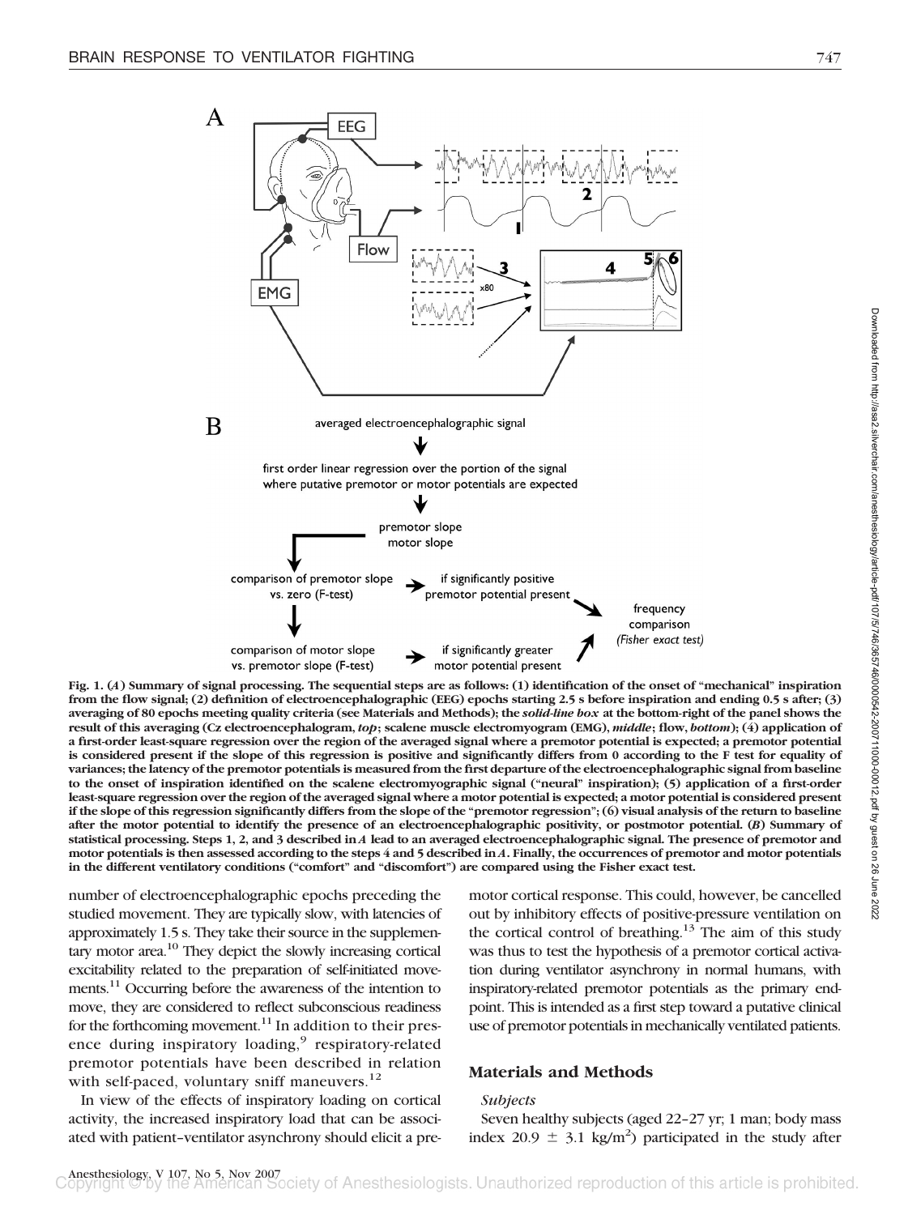**Fig. 1.** (*A*) **Summary of signal processing. The sequential steps are as follows: (1) identification of the onset of "mechanical" inspiration from the flow signal; (2) definition of electroencephalographic (EEG) epochs starting 2.5 s before inspiration and ending 0.5 s after; (3) averaging of 80 epochs meeting quality criteria (see Materials and Methods); the *solid-line box* at the bottom-right of the panel shows the result of this averaging (Cz electroencephalogram, *top*; scalene muscle electromyogram (EMG), *middle*; flow, *bottom*); (4) application of a first-order least-square regression over the region of the averaged signal where a premotor potential is expected; a premotor potential is considered present if the slope of this regression is positive and significantly differs from 0 according to the F test for equality of variances; the latency of the premotor potentials is measured from the first departure of the electroencephalographic signal from baseline to the onset of inspiration identified on the scalene electromyographic signal ("neural" inspiration); (5) application of a first-order least-square regression over the region of the averaged signal where a motor potential is expected; a motor potential is considered present if the slope of this regression significantly differs from the slope of the "premotor regression"; (6) visual analysis of the return to baseline after the motor potential to identify the presence of an electroencephalographic positivity, or postmotor potential. (*B*) Summary of statistical processing. Steps 1, 2, and 3 described in *A* lead to an averaged electroencephalographic signal. The presence of premotor and motor potentials is then assessed according to the steps 4 and 5 described in *A*. Finally, the occurrences of premotor and motor potentials in the different ventilatory conditions ("comfort" and "discomfort") are compared using the Fisher exact test.**

number of electroencephalographic epochs preceding the studied movement. They are typically slow, with latencies of approximately 1.5 s. They take their source in the supplementary motor area.[10] They depict the slowly increasing cortical excitability related to the preparation of self-initiated movements.[11] Occurring before the awareness of the intention to move, they are considered to reflect subconscious readiness for the forthcoming movement.[11] In addition to their presence during inspiratory loading,[9] respiratory-related premotor potentials have been described in relation with self-paced, voluntary sniff maneuvers.[12]

In view of the effects of inspiratory loading on cortical activity, the increased inspiratory load that can be associated with patient–ventilator asynchrony should elicit a premotor cortical response. This could, however, be cancelled out by inhibitory effects of positive-pressure ventilation on the cortical control of breathing.[13] The aim of this study was thus to test the hypothesis of a premotor cortical activation during ventilator asynchrony in normal humans, with inspiratory-related premotor potentials as the primary endpoint. This is intended as a first step toward a putative clinical use of premotor potentials in mechanically ventilated patients.

## Materials and Methods

### *Subjects*

Seven healthy subjects (aged 22–27 yr; 1 man; body mass index 20.9 ± 3.1 kg/m$^2$) participated in the study after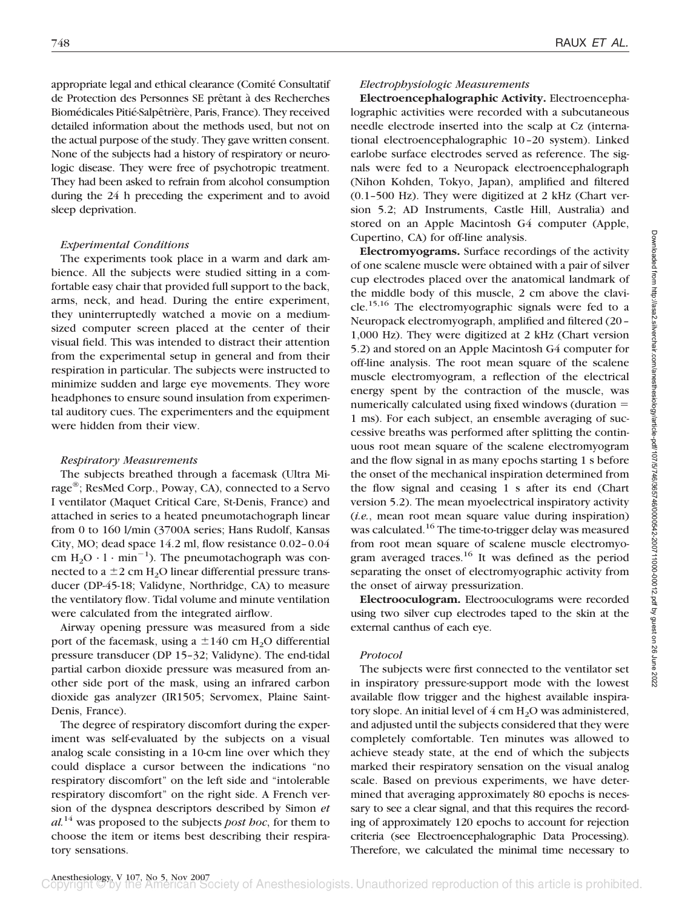appropriate legal and ethical clearance (Comité Consultatif de Protection des Personnes SE prêtant à des Recherches Biomédicales Pitié-Salpêtrière, Paris, France). They received detailed information about the methods used, but not on the actual purpose of the study. They gave written consent. None of the subjects had a history of respiratory or neurologic disease. They were free of psychotropic treatment. They had been asked to refrain from alcohol consumption during the 24 h preceding the experiment and to avoid sleep deprivation.

### *Experimental Conditions*

The experiments took place in a warm and dark ambience. All the subjects were studied sitting in a comfortable easy chair that provided full support to the back, arms, neck, and head. During the entire experiment, they uninterruptedly watched a movie on a medium-sized computer screen placed at the center of their visual field. This was intended to distract their attention from the experimental setup in general and from their respiration in particular. The subjects were instructed to minimize sudden and large eye movements. They wore headphones to ensure sound insulation from experimental auditory cues. The experimenters and the equipment were hidden from their view.

### *Respiratory Measurements*

The subjects breathed through a facemask (Ultra Mirage®; ResMed Corp., Poway, CA), connected to a Servo I ventilator (Maquet Critical Care, St-Denis, France) and attached in series to a heated pneumotachograph linear from 0 to 160 l/min (3700A series; Hans Rudolf, Kansas City, MO; dead space 14.2 ml, flow resistance 0.02–0.04 cm $H_2O \cdot l \cdot min^{-1}$). The pneumotachograph was connected to a $\pm 2$ cm $H_2O$ linear differential pressure transducer (DP-45-18; Validyne, Northridge, CA) to measure the ventilatory flow. Tidal volume and minute ventilation were calculated from the integrated airflow.

Airway opening pressure was measured from a side port of the facemask, using a $\pm 140$ cm $H_2O$ differential pressure transducer (DP 15–32; Validyne). The end-tidal partial carbon dioxide pressure was measured from another side port of the mask, using an infrared carbon dioxide gas analyzer (IR1505; Servomex, Plaine Saint-Denis, France).

The degree of respiratory discomfort during the experiment was self-evaluated by the subjects on a visual analog scale consisting in a 10-cm line over which they could displace a cursor between the indications "no respiratory discomfort" on the left side and "intolerable respiratory discomfort" on the right side. A French version of the dyspnea descriptors described by Simon *et al.*[14] was proposed to the subjects *post hoc*, for them to choose the item or items best describing their respiratory sensations.

### *Electrophysiologic Measurements*

**Electroencephalographic Activity.** Electroencephalographic activities were recorded with a subcutaneous needle electrode inserted into the scalp at Cz (international electroencephalographic 10–20 system). Linked earlobe surface electrodes served as reference. The signals were fed to a Neuropack electroencephalograph (Nihon Kohden, Tokyo, Japan), amplified and filtered (0.1–500 Hz). They were digitized at 2 kHz (Chart version 5.2; AD Instruments, Castle Hill, Australia) and stored on an Apple Macintosh G4 computer (Apple, Cupertino, CA) for off-line analysis.

**Electromyograms.** Surface recordings of the activity of one scalene muscle were obtained with a pair of silver cup electrodes placed over the anatomical landmark of the middle body of this muscle, 2 cm above the clavicle.[15,16] The electromyographic signals were fed to a Neuropack electromyograph, amplified and filtered (20–1,000 Hz). They were digitized at 2 kHz (Chart version 5.2) and stored on an Apple Macintosh G4 computer for off-line analysis. The root mean square of the scalene muscle electromyogram, a reflection of the electrical energy spent by the contraction of the muscle, was numerically calculated using fixed windows (duration = 1 ms). For each subject, an ensemble averaging of successive breaths was performed after splitting the continuous root mean square of the scalene electromyogram and the flow signal in as many epochs starting 1 s before the onset of the mechanical inspiration determined from the flow signal and ceasing 1 s after its end (Chart version 5.2). The mean myoelectrical inspiratory activity (*i.e.*, mean root mean square value during inspiration) was calculated.[16] The time-to-trigger delay was measured from root mean square of scalene muscle electromyogram averaged traces.[16] It was defined as the period separating the onset of electromyographic activity from the onset of airway pressurization.

**Electrooculogram.** Electrooculograms were recorded using two silver cup electrodes taped to the skin at the external canthus of each eye.

### *Protocol*

The subjects were first connected to the ventilator set in inspiratory pressure-support mode with the lowest available flow trigger and the highest available inspiratory slope. An initial level of 4 cm $H_2O$ was administered, and adjusted until the subjects considered that they were completely comfortable. Ten minutes was allowed to achieve steady state, at the end of which the subjects marked their respiratory sensation on the visual analog scale. Based on previous experiments, we have determined that averaging approximately 80 epochs is necessary to see a clear signal, and that this requires the recording of approximately 120 epochs to account for rejection criteria (see Electroencephalographic Data Processing). Therefore, we calculated the minimal time necessary to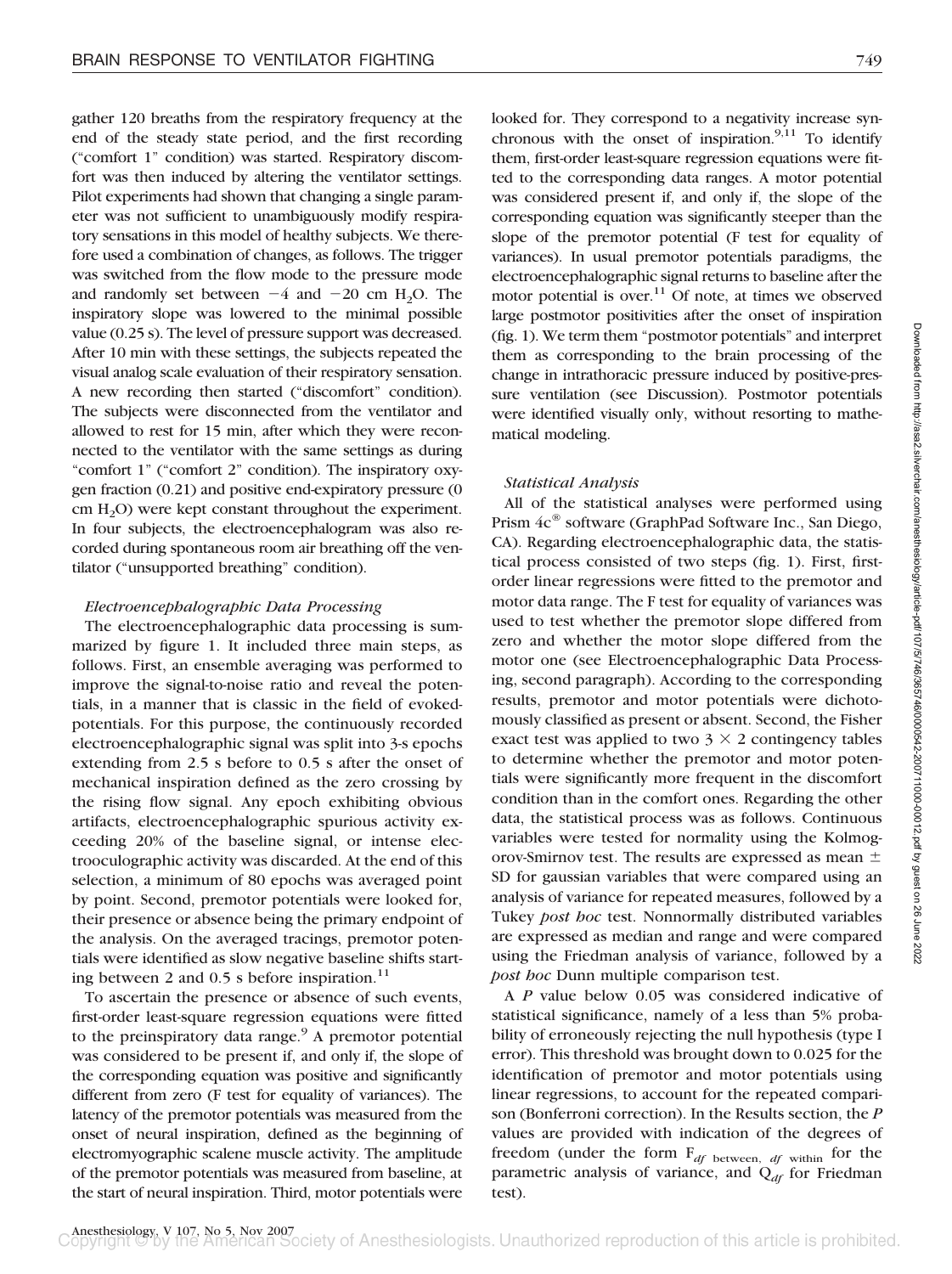gather 120 breaths from the respiratory frequency at the end of the steady state period, and the first recording ("comfort 1" condition) was started. Respiratory discomfort was then induced by altering the ventilator settings. Pilot experiments had shown that changing a single parameter was not sufficient to unambiguously modify respiratory sensations in this model of healthy subjects. We therefore used a combination of changes, as follows. The trigger was switched from the flow mode to the pressure mode and randomly set between −4 and −20 cm $H_2O$. The inspiratory slope was lowered to the minimal possible value (0.25 s). The level of pressure support was decreased. After 10 min with these settings, the subjects repeated the visual analog scale evaluation of their respiratory sensation. A new recording then started ("discomfort" condition). The subjects were disconnected from the ventilator and allowed to rest for 15 min, after which they were reconnected to the ventilator with the same settings as during "comfort 1" ("comfort 2" condition). The inspiratory oxygen fraction (0.21) and positive end-expiratory pressure (0 cm $H_2O$) were kept constant throughout the experiment. In four subjects, the electroencephalogram was also recorded during spontaneous room air breathing off the ventilator ("unsupported breathing" condition).

### *Electroencephalographic Data Processing*

The electroencephalographic data processing is summarized by figure 1. It included three main steps, as follows. First, an ensemble averaging was performed to improve the signal-to-noise ratio and reveal the potentials, in a manner that is classic in the field of evoked-potentials. For this purpose, the continuously recorded electroencephalographic signal was split into 3-s epochs extending from 2.5 s before to 0.5 s after the onset of mechanical inspiration defined as the zero crossing by the rising flow signal. Any epoch exhibiting obvious artifacts, electroencephalographic spurious activity exceeding 20% of the baseline signal, or intense electrooculographic activity was discarded. At the end of this selection, a minimum of 80 epochs was averaged point by point. Second, premotor potentials were looked for, their presence or absence being the primary endpoint of the analysis. On the averaged tracings, premotor potentials were identified as slow negative baseline shifts starting between 2 and 0.5 s before inspiration.[11]

To ascertain the presence or absence of such events, first-order least-square regression equations were fitted to the preinspiratory data range.[9] A premotor potential was considered to be present if, and only if, the slope of the corresponding equation was positive and significantly different from zero (F test for equality of variances). The latency of the premotor potentials was measured from the onset of neural inspiration, defined as the beginning of electromyographic scalene muscle activity. The amplitude of the premotor potentials was measured from baseline, at the start of neural inspiration. Third, motor potentials were looked for. They correspond to a negativity increase synchronous with the onset of inspiration.[9,11] To identify them, first-order least-square regression equations were fitted to the corresponding data ranges. A motor potential was considered present if, and only if, the slope of the corresponding equation was significantly steeper than the slope of the premotor potential (F test for equality of variances). In usual premotor potentials paradigms, the electroencephalographic signal returns to baseline after the motor potential is over.[11] Of note, at times we observed large postmotor positivities after the onset of inspiration (fig. 1). We term them "postmotor potentials" and interpret them as corresponding to the brain processing of the change in intrathoracic pressure induced by positive-pressure ventilation (see Discussion). Postmotor potentials were identified visually only, without resorting to mathematical modeling.

### *Statistical Analysis*

All of the statistical analyses were performed using Prism 4c® software (GraphPad Software Inc., San Diego, CA). Regarding electroencephalographic data, the statistical process consisted of two steps (fig. 1). First, first-order linear regressions were fitted to the premotor and motor data range. The F test for equality of variances was used to test whether the premotor slope differed from zero and whether the motor slope differed from the motor one (see Electroencephalographic Data Processing, second paragraph). According to the corresponding results, premotor and motor potentials were dichotomously classified as present or absent. Second, the Fisher exact test was applied to two $3 \times 2$ contingency tables to determine whether the premotor and motor potentials were significantly more frequent in the discomfort condition than in the comfort ones. Regarding the other data, the statistical process was as follows. Continuous variables were tested for normality using the Kolmogorov-Smirnov test. The results are expressed as mean ± SD for gaussian variables that were compared using an analysis of variance for repeated measures, followed by a Tukey *post hoc* test. Nonnormally distributed variables are expressed as median and range and were compared using the Friedman analysis of variance, followed by a *post hoc* Dunn multiple comparison test.

A *P* value below 0.05 was considered indicative of statistical significance, namely of a less than 5% probability of erroneously rejecting the null hypothesis (type I error). This threshold was brought down to 0.025 for the identification of premotor and motor potentials using linear regressions, to account for the repeated comparison (Bonferroni correction). In the Results section, the *P* values are provided with indication of the degrees of freedom (under the form $F_{df \text{ between}, \ df \text{ within}}$ for the parametric analysis of variance, and $Q_{df}$ for Friedman test).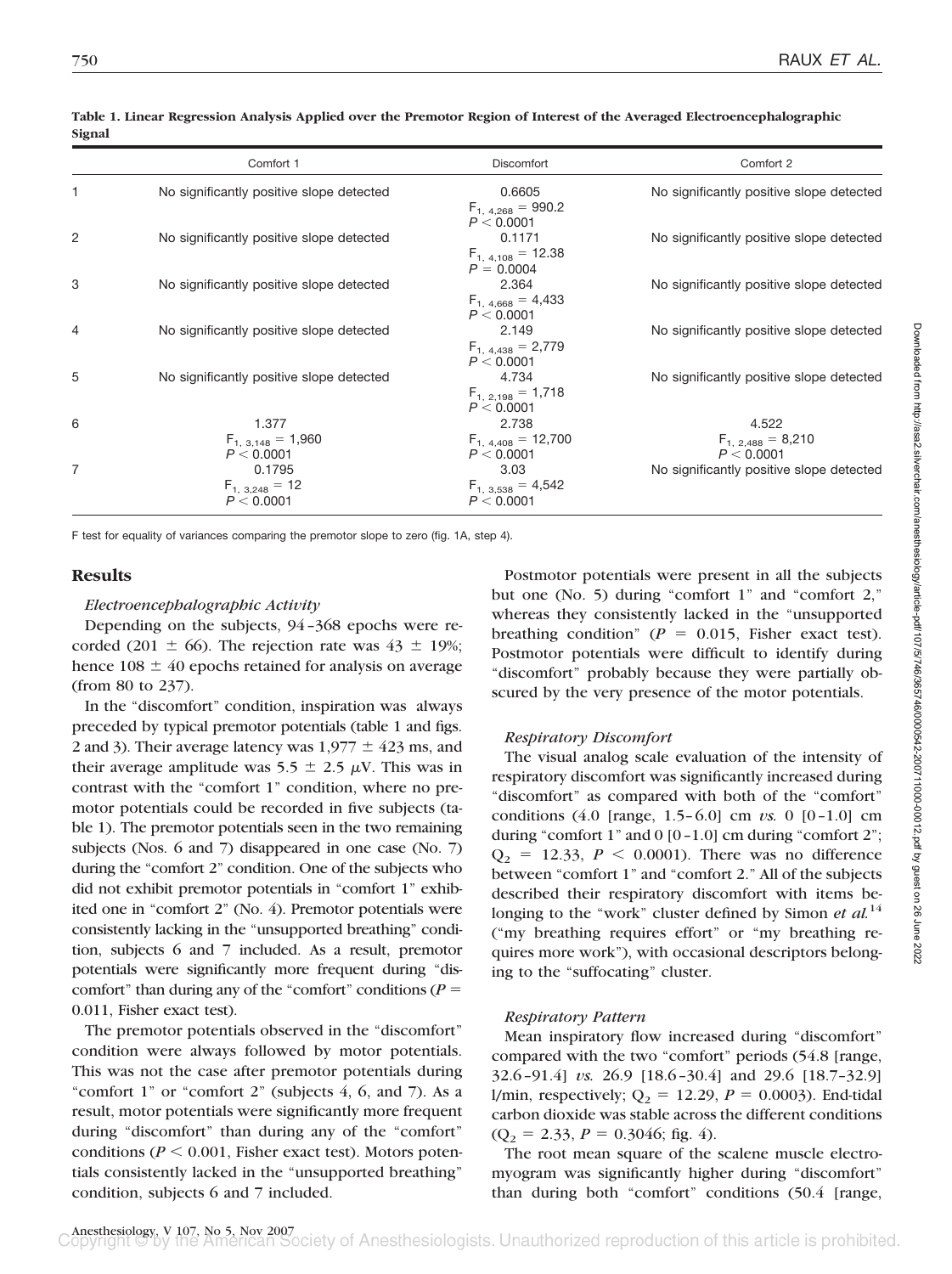**Table 1. Linear Regression Analysis Applied over the Premotor Region of Interest of the Averaged Electroencephalographic Signal**

| | Comfort 1 | Discomfort | Comfort 2 |
|---|---|---|---|
| 1 | No significantly positive slope detected | 0.6605 $F_{1, 4,268} = 990.2$ $P < 0.0001$ | No significantly positive slope detected |
| 2 | No significantly positive slope detected | 0.1171 $F_{1, 4,108} = 12.38$ $P = 0.0004$ | No significantly positive slope detected |
| 3 | No significantly positive slope detected | 2.364 $F_{1, 4,668} = 4,433$ $P < 0.0001$ | No significantly positive slope detected |
| 4 | No significantly positive slope detected | 2.149 $F_{1, 4,438} = 2,779$ $P < 0.0001$ | No significantly positive slope detected |
| 5 | No significantly positive slope detected | 4.734 $F_{1, 2,198} = 1,718$ $P < 0.0001$ | No significantly positive slope detected |
| 6 | 1.377 $F_{1, 3,148} = 1,960$ $P < 0.0001$ | 2.738 $F_{1, 4,408} = 12,700$ $P < 0.0001$ | 4.522 $F_{1, 2,488} = 8,210$ $P < 0.0001$ |
| 7 | 0.1795 $F_{1, 3,248} = 12$ $P < 0.0001$ | 3.03 $F_{1, 3,538} = 4,542$ $P < 0.0001$ | No significantly positive slope detected |

F test for equality of variances comparing the premotor slope to zero (fig. 1A, step 4).

## Results

### *Electroencephalographic Activity*

Depending on the subjects, 94–368 epochs were recorded (201 ± 66). The rejection rate was 43 ± 19%; hence 108 ± 40 epochs retained for analysis on average (from 80 to 237).

In the "discomfort" condition, inspiration was always preceded by typical premotor potentials (table 1 and figs. 2 and 3). Their average latency was 1,977 ± 423 ms, and their average amplitude was 5.5 ± 2.5 μV. This was in contrast with the "comfort 1" condition, where no premotor potentials could be recorded in five subjects (table 1). The premotor potentials seen in the two remaining subjects (Nos. 6 and 7) disappeared in one case (No. 7) during the "comfort 2" condition. One of the subjects who did not exhibit premotor potentials in "comfort 1" exhibited one in "comfort 2" (No. 4). Premotor potentials were consistently lacking in the "unsupported breathing" condition, subjects 6 and 7 included. As a result, premotor potentials were significantly more frequent during "discomfort" than during any of the "comfort" conditions ($P$ = 0.011, Fisher exact test).

The premotor potentials observed in the "discomfort" condition were always followed by motor potentials. This was not the case after premotor potentials during "comfort 1" or "comfort 2" (subjects 4, 6, and 7). As a result, motor potentials were significantly more frequent during "discomfort" than during any of the "comfort" conditions ($P < 0.001$, Fisher exact test). Motors potentials consistently lacked in the "unsupported breathing" condition, subjects 6 and 7 included.

Postmotor potentials were present in all the subjects but one (No. 5) during "comfort 1" and "comfort 2," whereas they consistently lacked in the "unsupported breathing condition" ($P$ = 0.015, Fisher exact test). Postmotor potentials were difficult to identify during "discomfort" probably because they were partially obscured by the very presence of the motor potentials.

### *Respiratory Discomfort*

The visual analog scale evaluation of the intensity of respiratory discomfort was significantly increased during "discomfort" as compared with both of the "comfort" conditions (4.0 [range, 1.5–6.0] cm *vs.* 0 [0–1.0] cm during "comfort 1" and 0 [0–1.0] cm during "comfort 2"; $Q_2 = 12.33$, $P < 0.0001$). There was no difference between "comfort 1" and "comfort 2." All of the subjects described their respiratory discomfort with items belonging to the "work" cluster defined by Simon *et al.*[14] ("my breathing requires effort" or "my breathing requires more work"), with occasional descriptors belonging to the "suffocating" cluster.

### *Respiratory Pattern*

Mean inspiratory flow increased during "discomfort" compared with the two "comfort" periods (54.8 [range, 32.6–91.4] *vs.* 26.9 [18.6–30.4] and 29.6 [18.7–32.9] l/min, respectively; $Q_2 = 12.29$, $P = 0.0003$). End-tidal carbon dioxide was stable across the different conditions ($Q_2 = 2.33$, $P = 0.3046$; fig. 4).

The root mean square of the scalene muscle electromyogram was significantly higher during "discomfort" than during both "comfort" conditions (50.4 [range,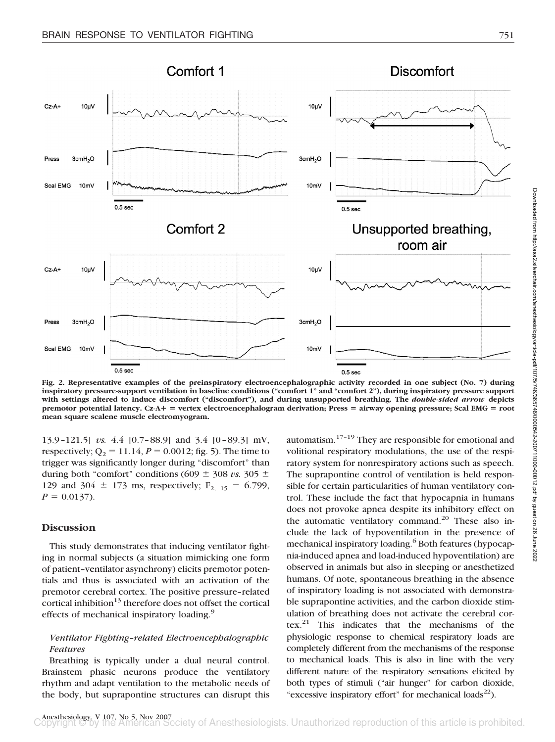Fig. 2. Representative examples of the preinspiratory electroencephalographic activity recorded in one subject (No. 7) during inspiratory pressure-support ventilation in baseline conditions ("comfort 1" and "comfort 2"), during inspiratory pressure support with settings altered to induce discomfort ("discomfort"), and during unsupported breathing. The *double-sided arrow* depicts premotor potential latency. Cz-A+ = vertex electroencephalogram derivation; Press = airway opening pressure; Scal EMG = root mean square scalene muscle electromyogram.

13.9–121.5] *vs.* 4.4 [0.7–88.9] and 3.4 [0–89.3] mV, respectively; $Q_2 = 11.14$, $P = 0.0012$; fig. 5). The time to trigger was significantly longer during "discomfort" than during both "comfort" conditions (609 ± 308 *vs.* 305 ± 129 and 304 ± 173 ms, respectively; $F_{2,\ 15} = 6.799$, $P = 0.0137$).

## Discussion

This study demonstrates that inducing ventilator fighting in normal subjects (a situation mimicking one form of patient–ventilator asynchrony) elicits premotor potentials and thus is associated with an activation of the premotor cerebral cortex. The positive pressure–related cortical inhibition[13] therefore does not offset the cortical effects of mechanical inspiratory loading.[9]

### *Ventilator Fighting–related Electroencephalographic Features*

Breathing is typically under a dual neural control. Brainstem phasic neurons produce the ventilatory rhythm and adapt ventilation to the metabolic needs of the body, but suprapontine structures can disrupt this automatism.[17–19] They are responsible for emotional and volitional respiratory modulations, the use of the respiratory system for nonrespiratory actions such as speech. The suprapontine control of ventilation is held responsible for certain particularities of human ventilatory control. These include the fact that hypocapnia in humans does not provoke apnea despite its inhibitory effect on the automatic ventilatory command.[20] These also include the lack of hypoventilation in the presence of mechanical inspiratory loading.[6] Both features (hypocapnia-induced apnea and load-induced hypoventilation) are observed in animals but also in sleeping or anesthetized humans. Of note, spontaneous breathing in the absence of inspiratory loading is not associated with demonstrable suprapontine activities, and the carbon dioxide stimulation of breathing does not activate the cerebral cortex.[21] This indicates that the mechanisms of the physiologic response to chemical respiratory loads are completely different from the mechanisms of the response to mechanical loads. This is also in line with the very different nature of the respiratory sensations elicited by both types of stimuli ("air hunger" for carbon dioxide, "excessive inspiratory effort" for mechanical loads[22]).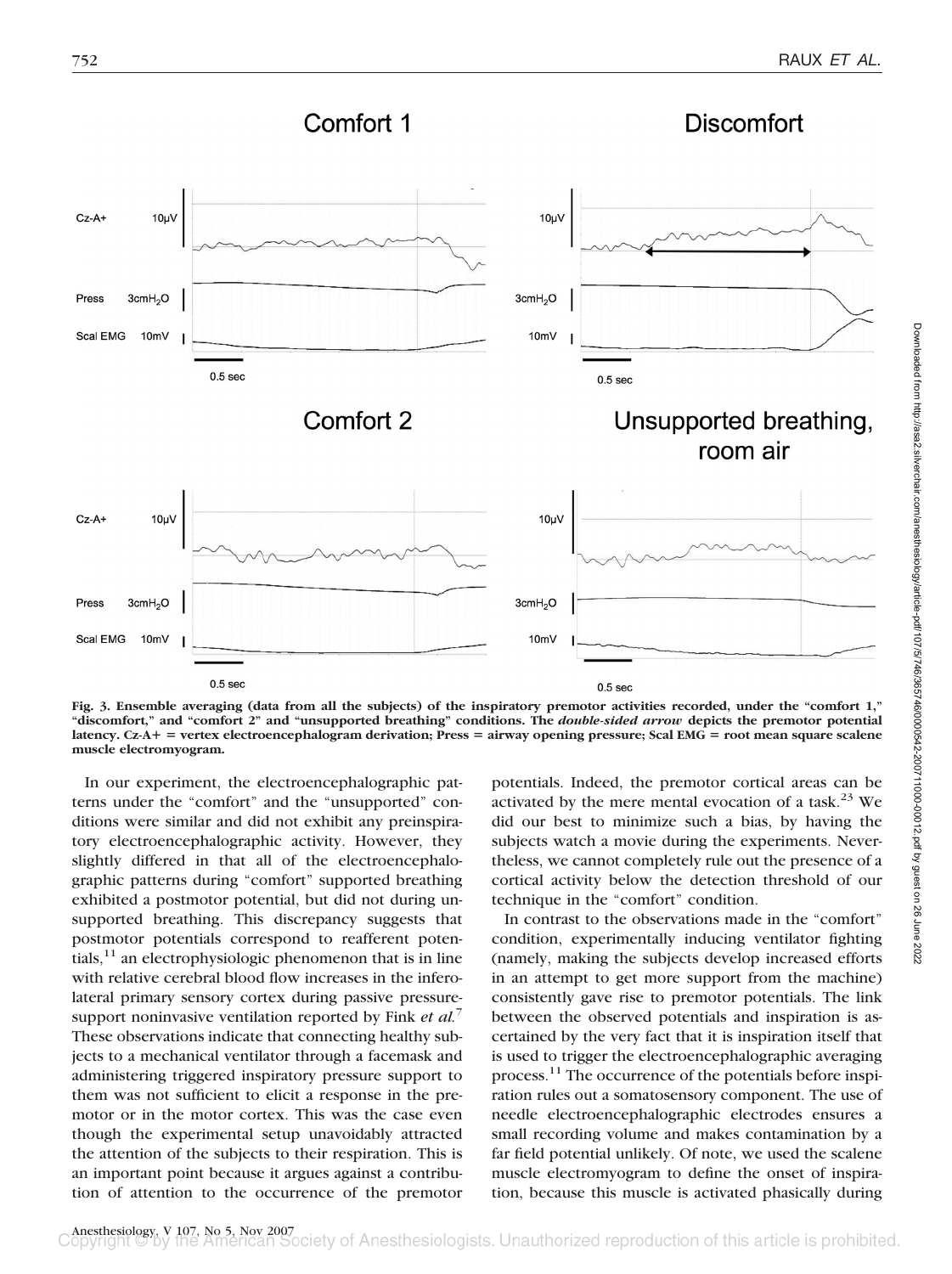Fig. 3. Ensemble averaging (data from all the subjects) of the inspiratory premotor activities recorded, under the "comfort 1," "discomfort," and "comfort 2" and "unsupported breathing" conditions. The *double-sided arrow* depicts the premotor potential latency. Cz-A+ = vertex electroencephalogram derivation; Press = airway opening pressure; Scal EMG = root mean square scalene muscle electromyogram.

In our experiment, the electroencephalographic patterns under the "comfort" and the "unsupported" conditions were similar and did not exhibit any preinspiratory electroencephalographic activity. However, they slightly differed in that all of the electroencephalographic patterns during "comfort" supported breathing exhibited a postmotor potential, but did not during unsupported breathing. This discrepancy suggests that postmotor potentials correspond to reafferent potentials,[11] an electrophysiologic phenomenon that is in line with relative cerebral blood flow increases in the inferolateral primary sensory cortex during passive pressure-support noninvasive ventilation reported by Fink *et al.*[7] These observations indicate that connecting healthy subjects to a mechanical ventilator through a facemask and administering triggered inspiratory pressure support to them was not sufficient to elicit a response in the premotor or in the motor cortex. This was the case even though the experimental setup unavoidably attracted the attention of the subjects to their respiration. This is an important point because it argues against a contribution of attention to the occurrence of the premotor potentials. Indeed, the premotor cortical areas can be activated by the mere mental evocation of a task.[23] We did our best to minimize such a bias, by having the subjects watch a movie during the experiments. Nevertheless, we cannot completely rule out the presence of a cortical activity below the detection threshold of our technique in the "comfort" condition.

In contrast to the observations made in the "comfort" condition, experimentally inducing ventilator fighting (namely, making the subjects develop increased efforts in an attempt to get more support from the machine) consistently gave rise to premotor potentials. The link between the observed potentials and inspiration is ascertained by the very fact that it is inspiration itself that is used to trigger the electroencephalographic averaging process.[11] The occurrence of the potentials before inspiration rules out a somatosensory component. The use of needle electroencephalographic electrodes ensures a small recording volume and makes contamination by a far field potential unlikely. Of note, we used the scalene muscle electromyogram to define the onset of inspiration, because this muscle is activated phasically during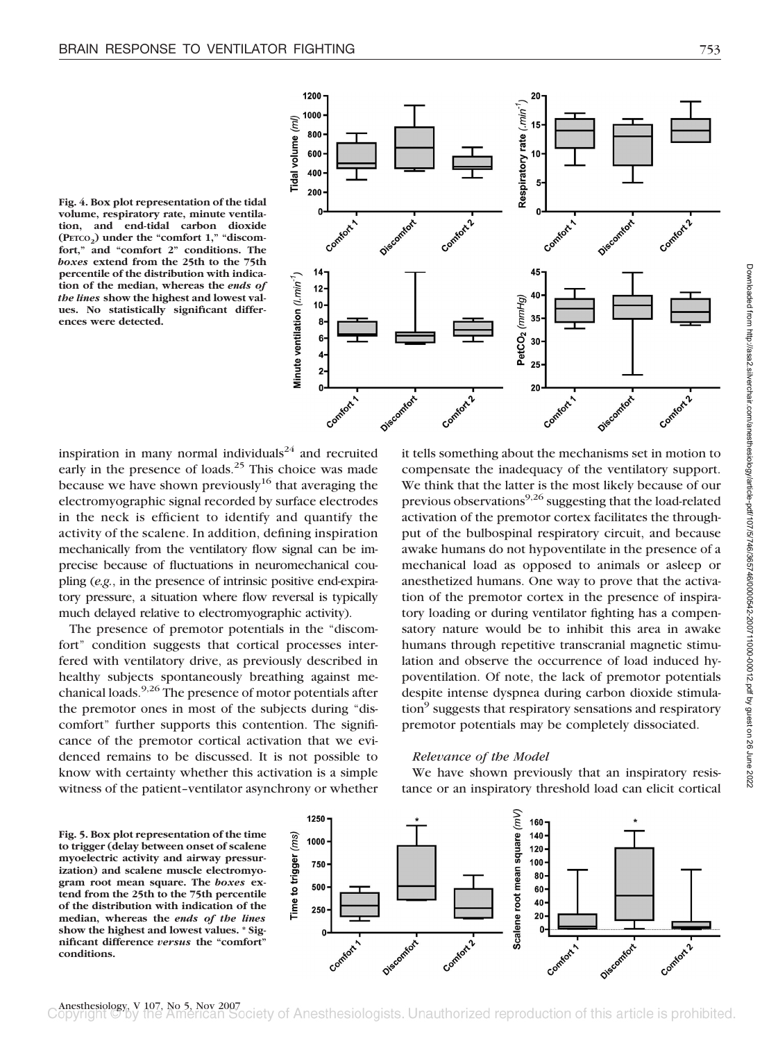Fig. 4. Box plot representation of the tidal volume, respiratory rate, minute ventilation, and end-tidal carbon dioxide ($P_{ETCO_2}$) under the "comfort 1," "discomfort," and "comfort 2" conditions. The *boxes* extend from the 25th to the 75th percentile of the distribution with indication of the median, whereas the *ends of the lines* show the highest and lowest values. No statistically significant differences were detected.

inspiration in many normal individuals[24] and recruited early in the presence of loads.[25] This choice was made because we have shown previously[16] that averaging the electromyographic signal recorded by surface electrodes in the neck is efficient to identify and quantify the activity of the scalene. In addition, defining inspiration mechanically from the ventilatory flow signal can be imprecise because of fluctuations in neuromechanical coupling (*e.g.*, in the presence of intrinsic positive end-expiratory pressure, a situation where flow reversal is typically much delayed relative to electromyographic activity).

The presence of premotor potentials in the "discomfort" condition suggests that cortical processes interfered with ventilatory drive, as previously described in healthy subjects spontaneously breathing against mechanical loads.[9,26] The presence of motor potentials after the premotor ones in most of the subjects during "discomfort" further supports this contention. The significance of the premotor cortical activation that we evidenced remains to be discussed. It is not possible to know with certainty whether this activation is a simple witness of the patient–ventilator asynchrony or whether it tells something about the mechanisms set in motion to compensate the inadequacy of the ventilatory support. We think that the latter is the most likely because of our previous observations[9,26] suggesting that the load-related activation of the premotor cortex facilitates the throughput of the bulbospinal respiratory circuit, and because awake humans do not hypoventilate in the presence of a mechanical load as opposed to animals or asleep or anesthetized humans. One way to prove that the activation of the premotor cortex in the presence of inspiratory loading or during ventilator fighting has a compensatory nature would be to inhibit this area in awake humans through repetitive transcranial magnetic stimulation and observe the occurrence of load induced hypoventilation. Of note, the lack of premotor potentials despite intense dyspnea during carbon dioxide stimulation[9] suggests that respiratory sensations and respiratory premotor potentials may be completely dissociated.

### *Relevance of the Model*

We have shown previously that an inspiratory resistance or an inspiratory threshold load can elicit cortical

Fig. 5. Box plot representation of the time to trigger (delay between onset of scalene myoelectric activity and airway pressurization) and scalene muscle electromyogram root mean square. The *boxes* extend from the 25th to the 75th percentile of the distribution with indication of the median, whereas the *ends of the lines* show the highest and lowest values. * Significant difference *versus* the "comfort" conditions.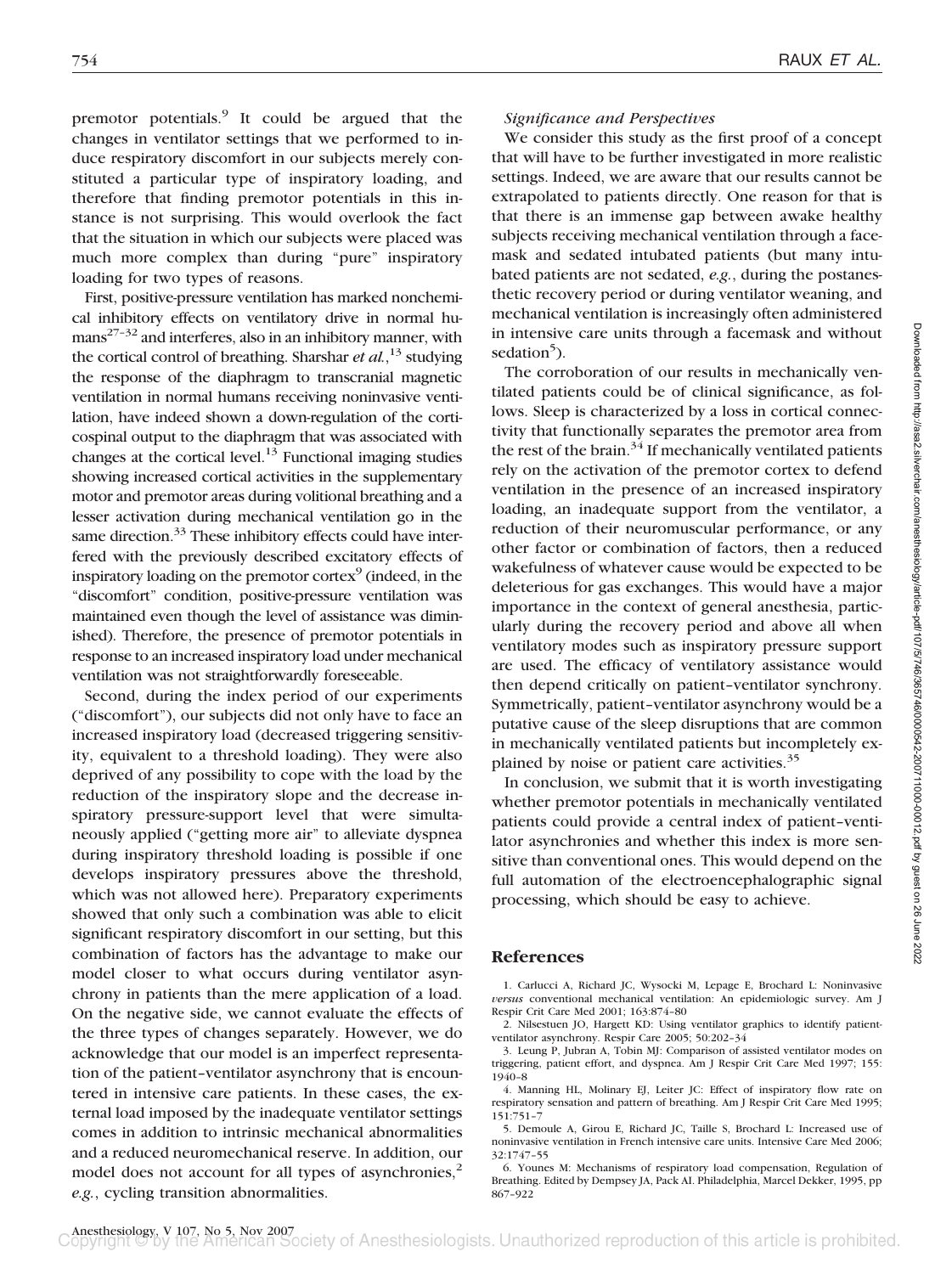premotor potentials.[9] It could be argued that the changes in ventilator settings that we performed to induce respiratory discomfort in our subjects merely constituted a particular type of inspiratory loading, and therefore that finding premotor potentials in this instance is not surprising. This would overlook the fact that the situation in which our subjects were placed was much more complex than during "pure" inspiratory loading for two types of reasons.

First, positive-pressure ventilation has marked nonchemical inhibitory effects on ventilatory drive in normal humans[27–32] and interferes, also in an inhibitory manner, with the cortical control of breathing. Sharshar *et al.*,[13] studying the response of the diaphragm to transcranial magnetic ventilation in normal humans receiving noninvasive ventilation, have indeed shown a down-regulation of the corticospinal output to the diaphragm that was associated with changes at the cortical level.[13] Functional imaging studies showing increased cortical activities in the supplementary motor and premotor areas during volitional breathing and a lesser activation during mechanical ventilation go in the same direction.[33] These inhibitory effects could have interfered with the previously described excitatory effects of inspiratory loading on the premotor cortex[9] (indeed, in the "discomfort" condition, positive-pressure ventilation was maintained even though the level of assistance was diminished). Therefore, the presence of premotor potentials in response to an increased inspiratory load under mechanical ventilation was not straightforwardly foreseeable.

Second, during the index period of our experiments ("discomfort"), our subjects did not only have to face an increased inspiratory load (decreased triggering sensitivity, equivalent to a threshold loading). They were also deprived of any possibility to cope with the load by the reduction of the inspiratory slope and the decrease inspiratory pressure-support level that were simultaneously applied ("getting more air" to alleviate dyspnea during inspiratory threshold loading is possible if one develops inspiratory pressures above the threshold, which was not allowed here). Preparatory experiments showed that only such a combination was able to elicit significant respiratory discomfort in our setting, but this combination of factors has the advantage to make our model closer to what occurs during ventilator asynchrony in patients than the mere application of a load. On the negative side, we cannot evaluate the effects of the three types of changes separately. However, we do acknowledge that our model is an imperfect representation of the patient–ventilator asynchrony that is encountered in intensive care patients. In these cases, the external load imposed by the inadequate ventilator settings comes in addition to intrinsic mechanical abnormalities and a reduced neuromechanical reserve. In addition, our model does not account for all types of asynchronies,[2] *e.g.*, cycling transition abnormalities.

### *Significance and Perspectives*

We consider this study as the first proof of a concept that will have to be further investigated in more realistic settings. Indeed, we are aware that our results cannot be extrapolated to patients directly. One reason for that is that there is an immense gap between awake healthy subjects receiving mechanical ventilation through a facemask and sedated intubated patients (but many intubated patients are not sedated, *e.g.*, during the postanesthetic recovery period or during ventilator weaning, and mechanical ventilation is increasingly often administered in intensive care units through a facemask and without sedation[5]).

The corroboration of our results in mechanically ventilated patients could be of clinical significance, as follows. Sleep is characterized by a loss in cortical connectivity that functionally separates the premotor area from the rest of the brain.[34] If mechanically ventilated patients rely on the activation of the premotor cortex to defend ventilation in the presence of an increased inspiratory loading, an inadequate support from the ventilator, a reduction of their neuromuscular performance, or any other factor or combination of factors, then a reduced wakefulness of whatever cause would be expected to be deleterious for gas exchanges. This would have a major importance in the context of general anesthesia, particularly during the recovery period and above all when ventilatory modes such as inspiratory pressure support are used. The efficacy of ventilatory assistance would then depend critically on patient–ventilator synchrony. Symmetrically, patient–ventilator asynchrony would be a putative cause of the sleep disruptions that are common in mechanically ventilated patients but incompletely explained by noise or patient care activities.[35]

In conclusion, we submit that it is worth investigating whether premotor potentials in mechanically ventilated patients could provide a central index of patient–ventilator asynchronies and whether this index is more sensitive than conventional ones. This would depend on the full automation of the electroencephalographic signal processing, which should be easy to achieve.

## References

1. Carlucci A, Richard JC, Wysocki M, Lepage E, Brochard L: Noninvasive *versus* conventional mechanical ventilation: An epidemiologic survey. Am J Respir Crit Care Med 2001; 163:874–80
2. Nilsestuen JO, Hargett KD: Using ventilator graphics to identify patient-ventilator asynchrony. Respir Care 2005; 50:202–34
3. Leung P, Jubran A, Tobin MJ: Comparison of assisted ventilator modes on triggering, patient effort, and dyspnea. Am J Respir Crit Care Med 1997; 155: 1940–8
4. Manning HL, Molinary EJ, Leiter JC: Effect of inspiratory flow rate on respiratory sensation and pattern of breathing. Am J Respir Crit Care Med 1995; 151:751–7
5. Demoule A, Girou E, Richard JC, Taille S, Brochard L: Increased use of noninvasive ventilation in French intensive care units. Intensive Care Med 2006; 32:1747–55
6. Younes M: Mechanisms of respiratory load compensation, Regulation of Breathing. Edited by Dempsey JA, Pack AI. Philadelphia, Marcel Dekker, 1995, pp 867–922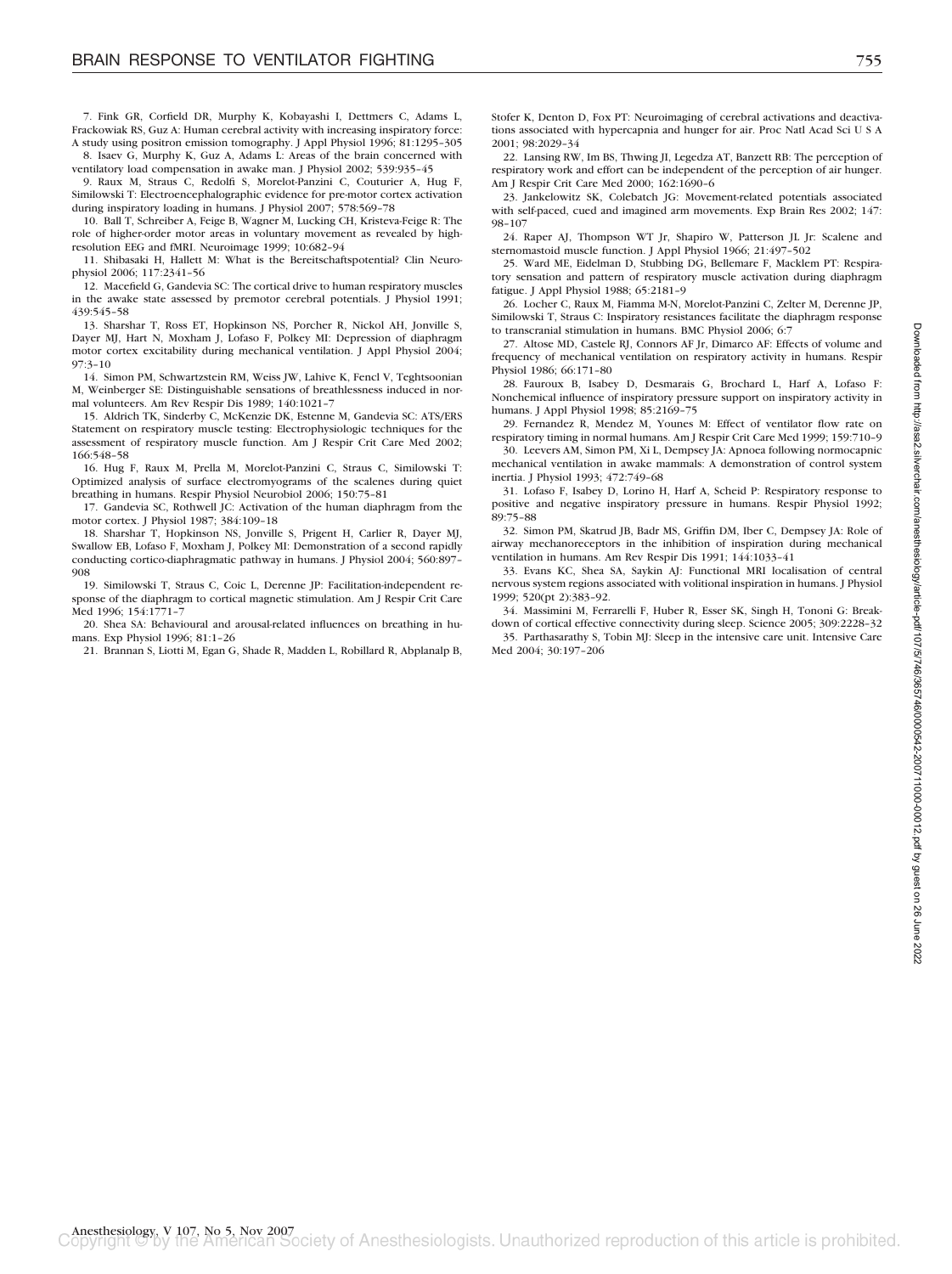7. Fink GR, Corfield DR, Murphy K, Kobayashi I, Dettmers C, Adams L, Frackowiak RS, Guz A: Human cerebral activity with increasing inspiratory force: A study using positron emission tomography. J Appl Physiol 1996; 81:1295–305

8. Isaev G, Murphy K, Guz A, Adams L: Areas of the brain concerned with ventilatory load compensation in awake man. J Physiol 2002; 539:935–45

9. Raux M, Straus C, Redolfi S, Morelot-Panzini C, Couturier A, Hug F, Similowski T: Electroencephalographic evidence for pre-motor cortex activation during inspiratory loading in humans. J Physiol 2007; 578:569–78

10. Ball T, Schreiber A, Feige B, Wagner M, Lucking CH, Kristeva-Feige R: The role of higher-order motor areas in voluntary movement as revealed by high-resolution EEG and fMRI. Neuroimage 1999; 10:682–94

11. Shibasaki H, Hallett M: What is the Bereitschaftspotential? Clin Neurophysiol 2006; 117:2341–56

12. Macefield G, Gandevia SC: The cortical drive to human respiratory muscles in the awake state assessed by premotor cerebral potentials. J Physiol 1991; 439:545–58

13. Sharshar T, Ross ET, Hopkinson NS, Porcher R, Nickol AH, Jonville S, Dayer MJ, Hart N, Moxham J, Lofaso F, Polkey MI: Depression of diaphragm motor cortex excitability during mechanical ventilation. J Appl Physiol 2004; 97:3–10

14. Simon PM, Schwartzstein RM, Weiss JW, Lahive K, Fencl V, Teghtsoonian M, Weinberger SE: Distinguishable sensations of breathlessness induced in normal volunteers. Am Rev Respir Dis 1989; 140:1021–7

15. Aldrich TK, Sinderby C, McKenzie DK, Estenne M, Gandevia SC: ATS/ERS Statement on respiratory muscle testing: Electrophysiologic techniques for the assessment of respiratory muscle function. Am J Respir Crit Care Med 2002; 166:548–58

16. Hug F, Raux M, Prella M, Morelot-Panzini C, Straus C, Similowski T: Optimized analysis of surface electromyograms of the scalenes during quiet breathing in humans. Respir Physiol Neurobiol 2006; 150:75–81

17. Gandevia SC, Rothwell JC: Activation of the human diaphragm from the motor cortex. J Physiol 1987; 384:109–18

18. Sharshar T, Hopkinson NS, Jonville S, Prigent H, Carlier R, Dayer MJ, Swallow EB, Lofaso F, Moxham J, Polkey MI: Demonstration of a second rapidly conducting cortico-diaphragmatic pathway in humans. J Physiol 2004; 560:897–908

19. Similowski T, Straus C, Coic L, Derenne JP: Facilitation-independent response of the diaphragm to cortical magnetic stimulation. Am J Respir Crit Care Med 1996; 154:1771–7

20. Shea SA: Behavioural and arousal-related influences on breathing in humans. Exp Physiol 1996; 81:1–26

21. Brannan S, Liotti M, Egan G, Shade R, Madden L, Robillard R, Abplanalp B, Stofer K, Denton D, Fox PT: Neuroimaging of cerebral activations and deactivations associated with hypercapnia and hunger for air. Proc Natl Acad Sci U S A 2001; 98:2029–34

22. Lansing RW, Im BS, Thwing JI, Legedza AT, Banzett RB: The perception of respiratory work and effort can be independent of the perception of air hunger. Am J Respir Crit Care Med 2000; 162:1690–6

23. Jankelowitz SK, Colebatch JG: Movement-related potentials associated with self-paced, cued and imagined arm movements. Exp Brain Res 2002; 147: 98–107

24. Raper AJ, Thompson WT Jr, Shapiro W, Patterson JL Jr: Scalene and sternomastoid muscle function. J Appl Physiol 1966; 21:497–502

25. Ward ME, Eidelman D, Stubbing DG, Bellemare F, Macklem PT: Respiratory sensation and pattern of respiratory muscle activation during diaphragm fatigue. J Appl Physiol 1988; 65:2181–9

26. Locher C, Raux M, Fiamma M-N, Morelot-Panzini C, Zelter M, Derenne JP, Similowski T, Straus C: Inspiratory resistances facilitate the diaphragm response to transcranial stimulation in humans. BMC Physiol 2006; 6:7

27. Altose MD, Castele RJ, Connors AF Jr, Dimarco AF: Effects of volume and frequency of mechanical ventilation on respiratory activity in humans. Respir Physiol 1986; 66:171–80

28. Fauroux B, Isabey D, Desmarais G, Brochard L, Harf A, Lofaso F: Nonchemical influence of inspiratory pressure support on inspiratory activity in humans. J Appl Physiol 1998; 85:2169–75

29. Fernandez R, Mendez M, Younes M: Effect of ventilator flow rate on respiratory timing in normal humans. Am J Respir Crit Care Med 1999; 159:710–9

30. Leevers AM, Simon PM, Xi L, Dempsey JA: Apnoea following normocapnic mechanical ventilation in awake mammals: A demonstration of control system inertia. J Physiol 1993; 472:749–68

31. Lofaso F, Isabey D, Lorino H, Harf A, Scheid P: Respiratory response to positive and negative inspiratory pressure in humans. Respir Physiol 1992; 89:75–88

32. Simon PM, Skatrud JB, Badr MS, Griffin DM, Iber C, Dempsey JA: Role of airway mechanoreceptors in the inhibition of inspiration during mechanical ventilation in humans. Am Rev Respir Dis 1991; 144:1033–41

33. Evans KC, Shea SA, Saykin AJ: Functional MRI localisation of central nervous system regions associated with volitional inspiration in humans. J Physiol 1999; 520(pt 2):383–92.

34. Massimini M, Ferrarelli F, Huber R, Esser SK, Singh H, Tononi G: Breakdown of cortical effective connectivity during sleep. Science 2005; 309:2228–32

35. Parthasarathy S, Tobin MJ: Sleep in the intensive care unit. Intensive Care Med 2004; 30:197–206